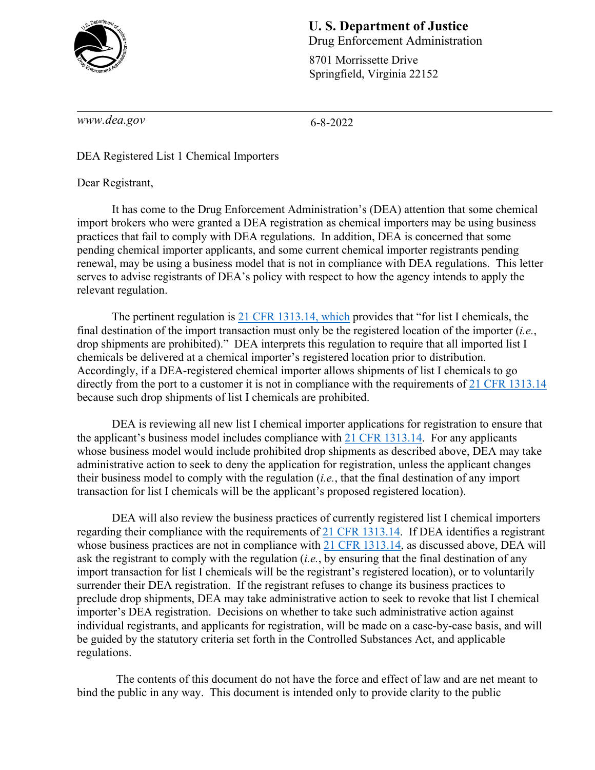**U. S. Department of Justice**
Drug Enforcement Administration

8701 Morrissette Drive
Springfield, Virginia 22152

*www.dea.gov*

6-8-2022

DEA Registered List 1 Chemical Importers

Dear Registrant,

It has come to the Drug Enforcement Administration's (DEA) attention that some chemical import brokers who were granted a DEA registration as chemical importers may be using business practices that fail to comply with DEA regulations. In addition, DEA is concerned that some pending chemical importer applicants, and some current chemical importer registrants pending renewal, may be using a business model that is not in compliance with DEA regulations. This letter serves to advise registrants of DEA's policy with respect to how the agency intends to apply the relevant regulation.

The pertinent regulation is 21 CFR 1313.14, which provides that "for list I chemicals, the final destination of the import transaction must only be the registered location of the importer (*i.e.*, drop shipments are prohibited)." DEA interprets this regulation to require that all imported list I chemicals be delivered at a chemical importer's registered location prior to distribution. Accordingly, if a DEA-registered chemical importer allows shipments of list I chemicals to go directly from the port to a customer it is not in compliance with the requirements of 21 CFR 1313.14 because such drop shipments of list I chemicals are prohibited.

DEA is reviewing all new list I chemical importer applications for registration to ensure that the applicant's business model includes compliance with 21 CFR 1313.14. For any applicants whose business model would include prohibited drop shipments as described above, DEA may take administrative action to seek to deny the application for registration, unless the applicant changes their business model to comply with the regulation (*i.e.*, that the final destination of any import transaction for list I chemicals will be the applicant's proposed registered location).

DEA will also review the business practices of currently registered list I chemical importers regarding their compliance with the requirements of 21 CFR 1313.14. If DEA identifies a registrant whose business practices are not in compliance with 21 CFR 1313.14, as discussed above, DEA will ask the registrant to comply with the regulation (*i.e.*, by ensuring that the final destination of any import transaction for list I chemicals will be the registrant's registered location), or to voluntarily surrender their DEA registration. If the registrant refuses to change its business practices to preclude drop shipments, DEA may take administrative action to seek to revoke that list I chemical importer's DEA registration. Decisions on whether to take such administrative action against individual registrants, and applicants for registration, will be made on a case-by-case basis, and will be guided by the statutory criteria set forth in the Controlled Substances Act, and applicable regulations.

The contents of this document do not have the force and effect of law and are net meant to bind the public in any way. This document is intended only to provide clarity to the public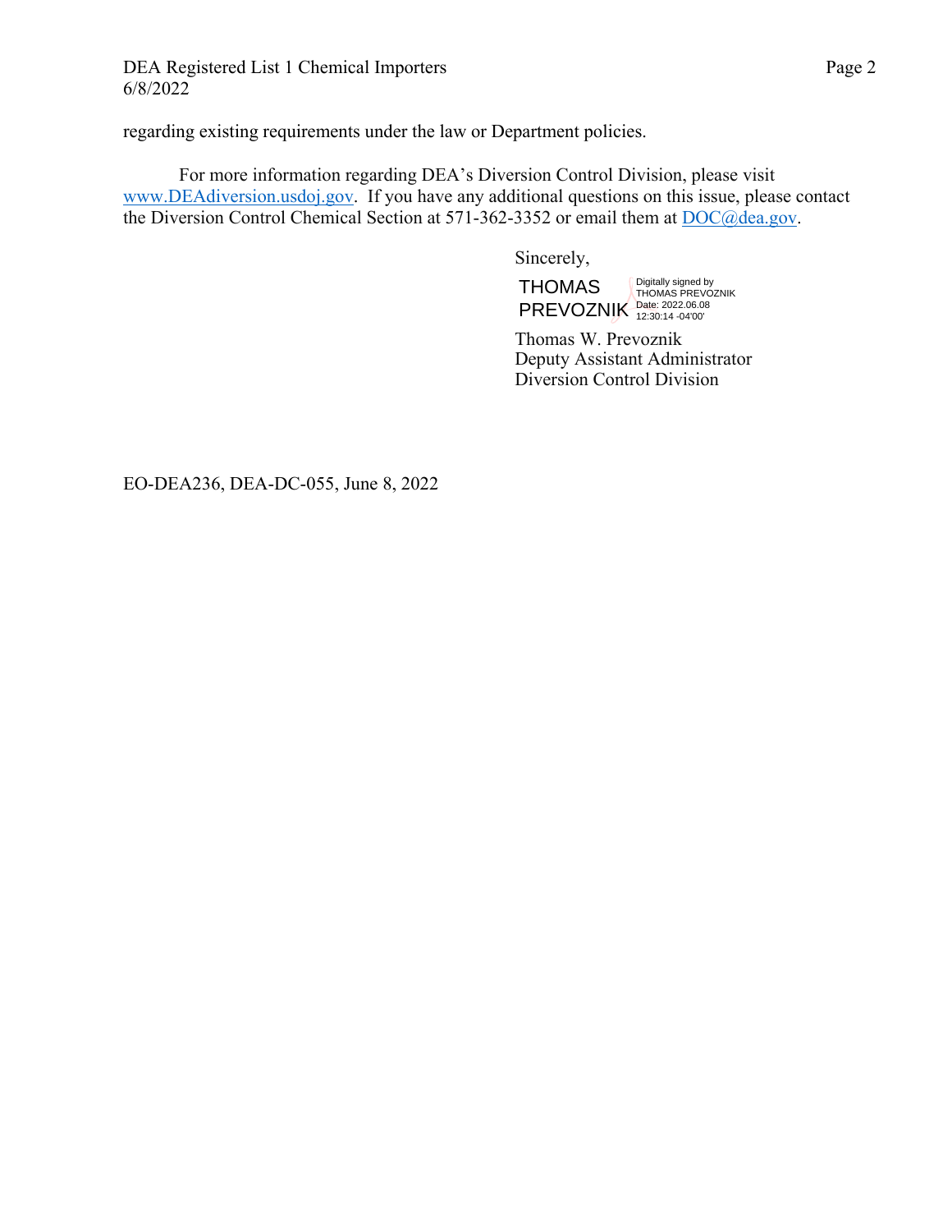regarding existing requirements under the law or Department policies.

For more information regarding DEA's Diversion Control Division, please visit [www.DEAdiversion.usdoj.gov](http://www.DEAdiversion.usdoj.gov). If you have any additional questions on this issue, please contact the Diversion Control Chemical Section at 571-362-3352 or email them at [DOC@dea.gov](mailto:DOC@dea.gov).

Sincerely,

THOMAS PREVOZNIK
Digitally signed by THOMAS PREVOZNIK
Date: 2022.06.08 12:30:14 -04'00'

Thomas W. Prevoznik
Deputy Assistant Administrator
Diversion Control Division

EO-DEA236, DEA-DC-055, June 8, 2022